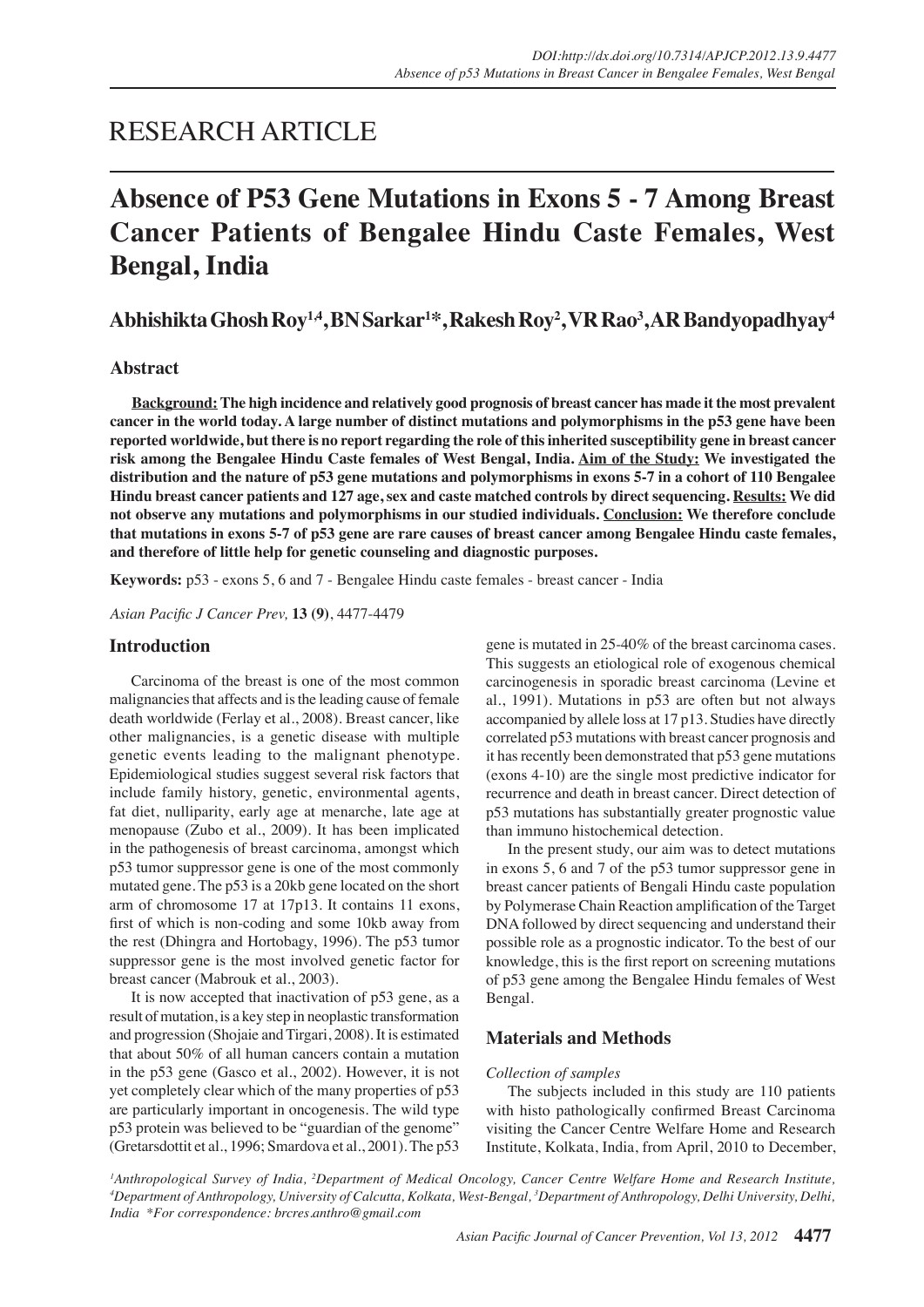# RESEARCH ARTICLE

# Absence of P53 Gene Mutations in Exons 5 - 7 Among Breast Cancer Patients of Bengalee Hindu Caste Females, West Bengal, India

**Abhishikta Ghosh Roy[1,4], BN Sarkar[1*], Rakesh Roy[2], VR Rao[3], AR Bandyopadhyay[4]**

## Abstract

**Background: The high incidence and relatively good prognosis of breast cancer has made it the most prevalent cancer in the world today. A large number of distinct mutations and polymorphisms in the p53 gene have been reported worldwide, but there is no report regarding the role of this inherited susceptibility gene in breast cancer risk among the Bengalee Hindu Caste females of West Bengal, India. Aim of the Study: We investigated the distribution and the nature of p53 gene mutations and polymorphisms in exons 5-7 in a cohort of 110 Bengalee Hindu breast cancer patients and 127 age, sex and caste matched controls by direct sequencing. Results: We did not observe any mutations and polymorphisms in our studied individuals. Conclusion: We therefore conclude that mutations in exons 5-7 of p53 gene are rare causes of breast cancer among Bengalee Hindu caste females, and therefore of little help for genetic counseling and diagnostic purposes.**

**Keywords:** p53 - exons 5, 6 and 7 - Bengalee Hindu caste females - breast cancer - India

*Asian Pacific J Cancer Prev,* **13 (9)**, 4477-4479

## Introduction

Carcinoma of the breast is one of the most common malignancies that affects and is the leading cause of female death worldwide (Ferlay et al., 2008). Breast cancer, like other malignancies, is a genetic disease with multiple genetic events leading to the malignant phenotype. Epidemiological studies suggest several risk factors that include family history, genetic, environmental agents, fat diet, nulliparity, early age at menarche, late age at menopause (Zubo et al., 2009). It has been implicated in the pathogenesis of breast carcinoma, amongst which p53 tumor suppressor gene is one of the most commonly mutated gene. The p53 is a 20kb gene located on the short arm of chromosome 17 at 17p13. It contains 11 exons, first of which is non-coding and some 10kb away from the rest (Dhingra and Hortobagy, 1996). The p53 tumor suppressor gene is the most involved genetic factor for breast cancer (Mabrouk et al., 2003).

It is now accepted that inactivation of p53 gene, as a result of mutation, is a key step in neoplastic transformation and progression (Shojaie and Tirgari, 2008). It is estimated that about 50% of all human cancers contain a mutation in the p53 gene (Gasco et al., 2002). However, it is not yet completely clear which of the many properties of p53 are particularly important in oncogenesis. The wild type p53 protein was believed to be "guardian of the genome" (Gretarsdottit et al., 1996; Smardova et al., 2001). The p53 gene is mutated in 25-40% of the breast carcinoma cases. This suggests an etiological role of exogenous chemical carcinogenesis in sporadic breast carcinoma (Levine et al., 1991). Mutations in p53 are often but not always accompanied by allele loss at 17 p13. Studies have directly correlated p53 mutations with breast cancer prognosis and it has recently been demonstrated that p53 gene mutations (exons 4-10) are the single most predictive indicator for recurrence and death in breast cancer. Direct detection of p53 mutations has substantially greater prognostic value than immuno histochemical detection.

In the present study, our aim was to detect mutations in exons 5, 6 and 7 of the p53 tumor suppressor gene in breast cancer patients of Bengali Hindu caste population by Polymerase Chain Reaction amplification of the Target DNA followed by direct sequencing and understand their possible role as a prognostic indicator. To the best of our knowledge, this is the first report on screening mutations of p53 gene among the Bengalee Hindu females of West Bengal.

## Materials and Methods

*Collection of samples*

The subjects included in this study are 110 patients with histo pathologically confirmed Breast Carcinoma visiting the Cancer Centre Welfare Home and Research Institute, Kolkata, India, from April, 2010 to December,

[1]Anthropological Survey of India, [2]Department of Medical Oncology, Cancer Centre Welfare Home and Research Institute, [4]Department of Anthropology, University of Calcutta, Kolkata, West-Bengal, [3]Department of Anthropology, Delhi University, Delhi, India *For correspondence: brcres.anthro@gmail.com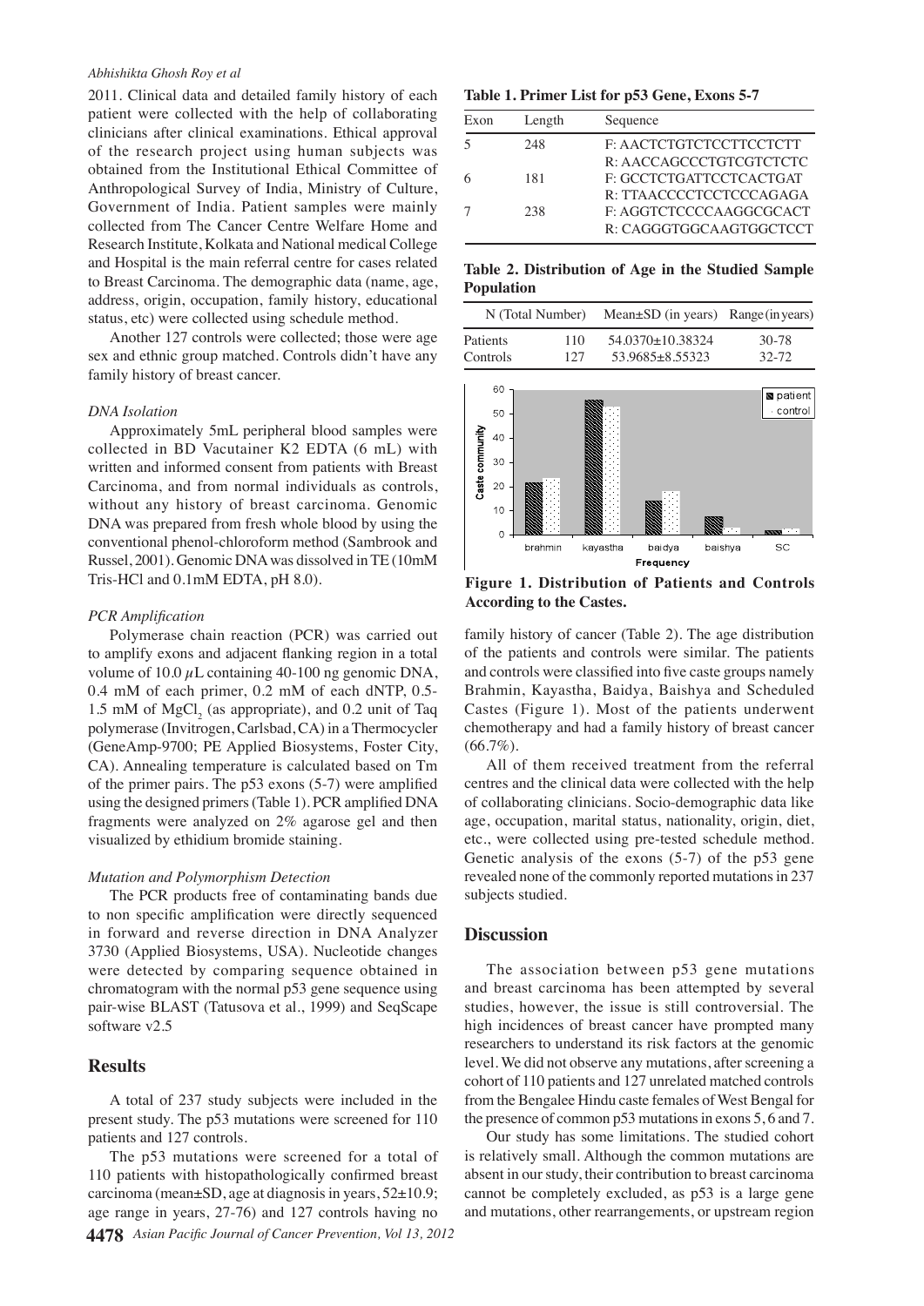2011. Clinical data and detailed family history of each patient were collected with the help of collaborating clinicians after clinical examinations. Ethical approval of the research project using human subjects was obtained from the Institutional Ethical Committee of Anthropological Survey of India, Ministry of Culture, Government of India. Patient samples were mainly collected from The Cancer Centre Welfare Home and Research Institute, Kolkata and National medical College and Hospital is the main referral centre for cases related to Breast Carcinoma. The demographic data (name, age, address, origin, occupation, family history, educational status, etc) were collected using schedule method.

Another 127 controls were collected; those were age sex and ethnic group matched. Controls didn't have any family history of breast cancer.

### *DNA Isolation*

Approximately 5mL peripheral blood samples were collected in BD Vacutainer K2 EDTA (6 mL) with written and informed consent from patients with Breast Carcinoma, and from normal individuals as controls, without any history of breast carcinoma. Genomic DNA was prepared from fresh whole blood by using the conventional phenol-chloroform method (Sambrook and Russel, 2001). Genomic DNA was dissolved in TE (10mM Tris-HCl and 0.1mM EDTA, pH 8.0).

### *PCR Amplification*

Polymerase chain reaction (PCR) was carried out to amplify exons and adjacent flanking region in a total volume of 10.0 $\mu$L containing 40-100 ng genomic DNA, 0.4 mM of each primer, 0.2 mM of each dNTP, 0.5-1.5 mM of $MgCl_2$ (as appropriate), and 0.2 unit of Taq polymerase (Invitrogen, Carlsbad, CA) in a Thermocycler (GeneAmp-9700; PE Applied Biosystems, Foster City, CA). Annealing temperature is calculated based on Tm of the primer pairs. The p53 exons (5-7) were amplified using the designed primers (Table 1). PCR amplified DNA fragments were analyzed on 2% agarose gel and then visualized by ethidium bromide staining.

### *Mutation and Polymorphism Detection*

The PCR products free of contaminating bands due to non specific amplification were directly sequenced in forward and reverse direction in DNA Analyzer 3730 (Applied Biosystems, USA). Nucleotide changes were detected by comparing sequence obtained in chromatogram with the normal p53 gene sequence using pair-wise BLAST (Tatusova et al., 1999) and SeqScape software v2.5

## Results

A total of 237 study subjects were included in the present study. The p53 mutations were screened for 110 patients and 127 controls.

The p53 mutations were screened for a total of 110 patients with histopathologically confirmed breast carcinoma (mean±SD, age at diagnosis in years, 52±10.9; age range in years, 27-76) and 127 controls having no family history of cancer (Table 2). The age distribution of the patients and controls were similar. The patients and controls were classified into five caste groups namely Brahmin, Kayastha, Baidya, Baishya and Scheduled Castes (Figure 1). Most of the patients underwent chemotherapy and had a family history of breast cancer (66.7%).

All of them received treatment from the referral centres and the clinical data were collected with the help of collaborating clinicians. Socio-demographic data like age, occupation, marital status, nationality, origin, diet, etc., were collected using pre-tested schedule method. Genetic analysis of the exons (5-7) of the p53 gene revealed none of the commonly reported mutations in 237 subjects studied.

**Table 1. Primer List for p53 Gene, Exons 5-7**

| Exon | Length | Sequence |
|---|---|---|
| 5 | 248 | F: AACTCTGTCTCCTTCCTCTT<br>R: AACCAGCCCTGTCGTCTCTC |
| 6 | 181 | F: GCCTCTGATTCCTCACTGAT<br>R: TTAACCCCTCCTCCCAGAGA |
| 7 | 238 | F: AGGTCTCCCCAAGGCGCACT<br>R: CAGGGTGGCAAGTGGCTCCT |

**Table 2. Distribution of Age in the Studied Sample Population**

| | N (Total Number) | Mean±SD (in years) | Range (in years) |
|---|---|---|---|
| Patients | 110 | 54.0370±10.38324 | 30-78 |
| Controls | 127 | 53.9685±8.55323 | 32-72 |

**Figure 1. Distribution of Patients and Controls According to the Castes.**

## Discussion

The association between p53 gene mutations and breast carcinoma has been attempted by several studies, however, the issue is still controversial. The high incidences of breast cancer have prompted many researchers to understand its risk factors at the genomic level. We did not observe any mutations, after screening a cohort of 110 patients and 127 unrelated matched controls from the Bengalee Hindu caste females of West Bengal for the presence of common p53 mutations in exons 5, 6 and 7.

Our study has some limitations. The studied cohort is relatively small. Although the common mutations are absent in our study, their contribution to breast carcinoma cannot be completely excluded, as p53 is a large gene and mutations, other rearrangements, or upstream region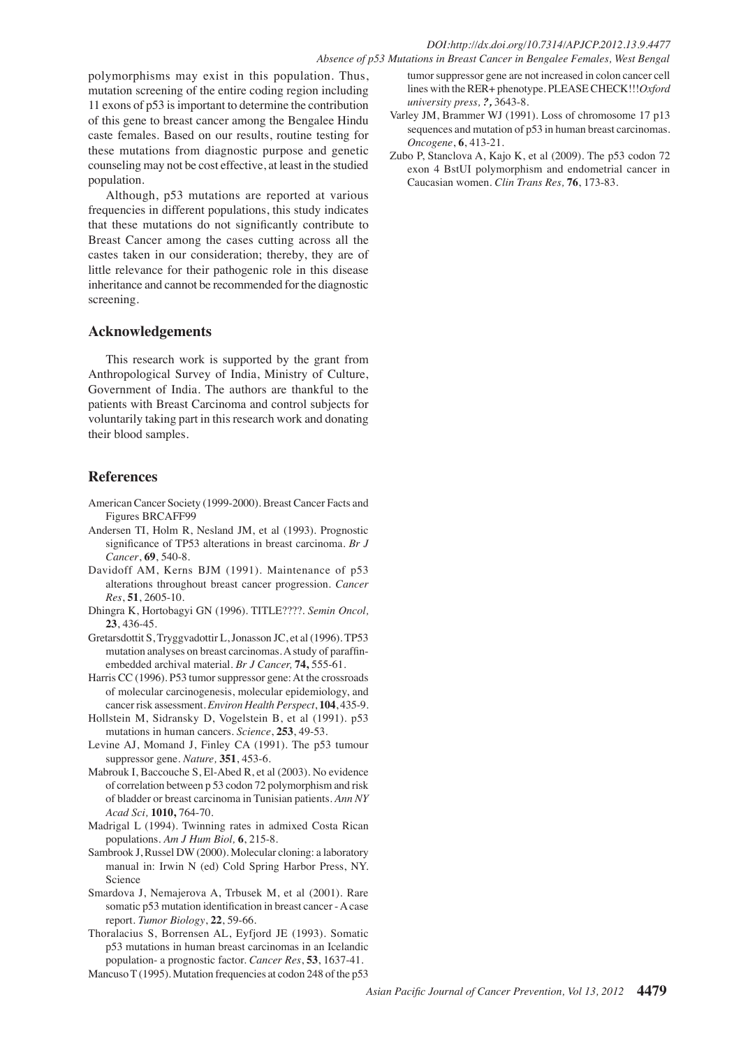polymorphisms may exist in this population. Thus, mutation screening of the entire coding region including 11 exons of p53 is important to determine the contribution of this gene to breast cancer among the Bengalee Hindu caste females. Based on our results, routine testing for these mutations from diagnostic purpose and genetic counseling may not be cost effective, at least in the studied population.

Although, p53 mutations are reported at various frequencies in different populations, this study indicates that these mutations do not significantly contribute to Breast Cancer among the cases cutting across all the castes taken in our consideration; thereby, they are of little relevance for their pathogenic role in this disease inheritance and cannot be recommended for the diagnostic screening.

## Acknowledgements

This research work is supported by the grant from Anthropological Survey of India, Ministry of Culture, Government of India. The authors are thankful to the patients with Breast Carcinoma and control subjects for voluntarily taking part in this research work and donating their blood samples.

## References

American Cancer Society (1999-2000). Breast Cancer Facts and Figures BRCAFF99

Andersen TI, Holm R, Nesland JM, et al (1993). Prognostic significance of TP53 alterations in breast carcinoma. *Br J Cancer*, **69**, 540-8.

Davidoff AM, Kerns BJM (1991). Maintenance of p53 alterations throughout breast cancer progression. *Cancer Res*, **51**, 2605-10.

Dhingra K, Hortobagyi GN (1996). TITLE????. *Semin Oncol,* **23**, 436-45.

Gretarsdottit S, Tryggvadottir L, Jonasson JC, et al (1996). TP53 mutation analyses on breast carcinomas. A study of paraffin-embedded archival material. *Br J Cancer,* **74,** 555-61.

Harris CC (1996). P53 tumor suppressor gene: At the crossroads of molecular carcinogenesis, molecular epidemiology, and cancer risk assessment. *Environ Health Perspect*, **104**, 435-9.

Hollstein M, Sidransky D, Vogelstein B, et al (1991). p53 mutations in human cancers. *Science*, **253**, 49-53.

Levine AJ, Momand J, Finley CA (1991). The p53 tumour suppressor gene. *Nature,* **351**, 453-6.

Mabrouk I, Baccouche S, El-Abed R, et al (2003). No evidence of correlation between p 53 codon 72 polymorphism and risk of bladder or breast carcinoma in Tunisian patients. *Ann NY Acad Sci,* **1010,** 764-70.

Madrigal L (1994). Twinning rates in admixed Costa Rican populations. *Am J Hum Biol,* **6**, 215-8.

Sambrook J, Russel DW (2000). Molecular cloning: a laboratory manual in: Irwin N (ed) Cold Spring Harbor Press, NY. Science

Smardova J, Nemajerova A, Trbusek M, et al (2001). Rare somatic p53 mutation identification in breast cancer - A case report. *Tumor Biology*, **22**, 59-66.

Thoralacius S, Borrensen AL, Eyfjord JE (1993). Somatic p53 mutations in human breast carcinomas in an Icelandic population- a prognostic factor. *Cancer Res*, **53**, 1637-41.

Mancuso T (1995). Mutation frequencies at codon 248 of the p53 tumor suppressor gene are not increased in colon cancer cell lines with the RER+ phenotype. PLEASE CHECK!!!*Oxford university press,* ***?,*** 3643-8.

Varley JM, Brammer WJ (1991). Loss of chromosome 17 p13 sequences and mutation of p53 in human breast carcinomas. *Oncogene*, **6**, 413-21.

Zubo P, Stanclova A, Kajo K, et al (2009). The p53 codon 72 exon 4 BstUI polymorphism and endometrial cancer in Caucasian women. *Clin Trans Res,* **76**, 173-83.